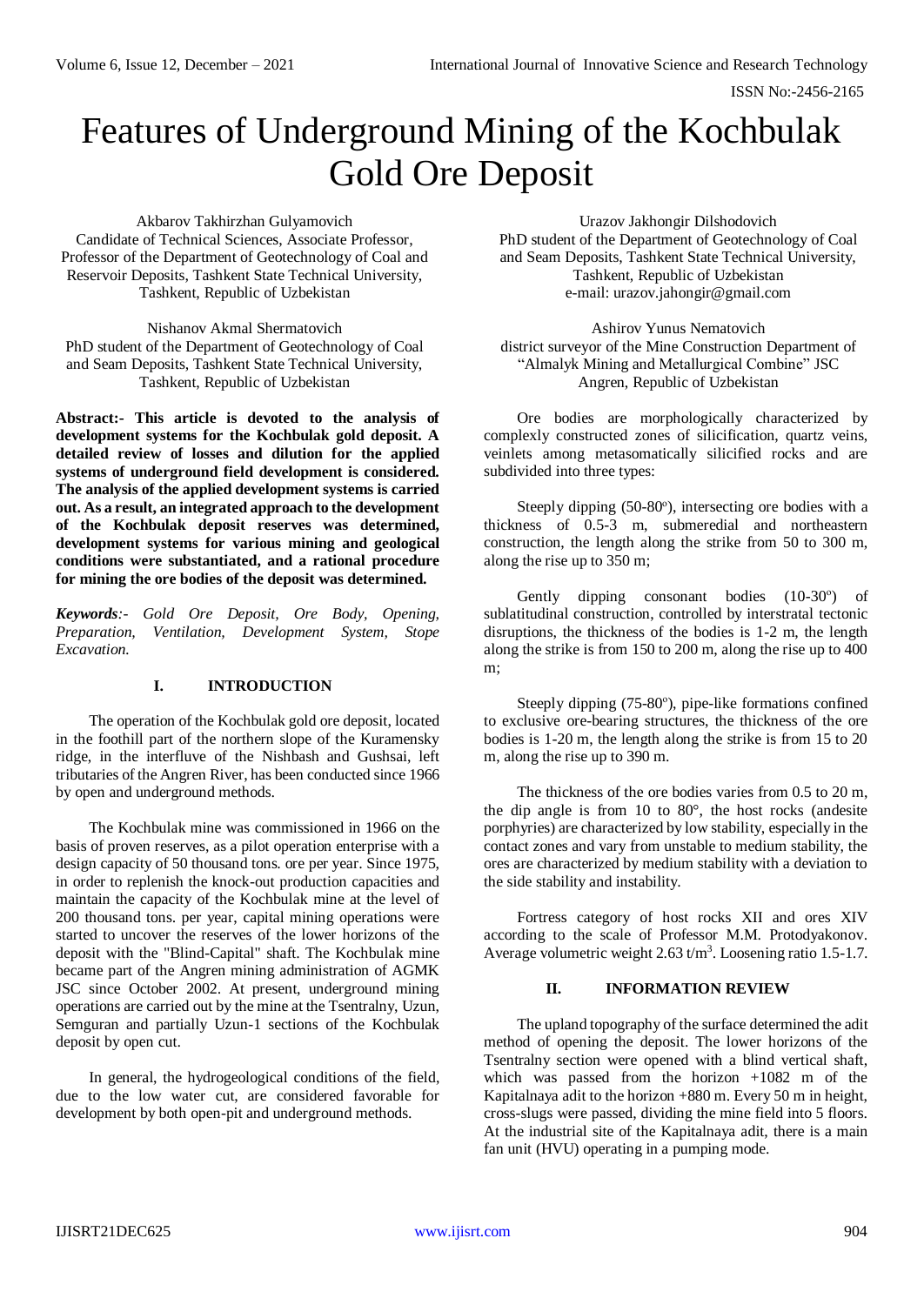# Features of Underground Mining of the Kochbulak Gold Ore Deposit

Akbarov Takhirzhan Gulyamovich
Candidate of Technical Sciences, Associate Professor, Professor of the Department of Geotechnology of Coal and Reservoir Deposits, Tashkent State Technical University, Tashkent, Republic of Uzbekistan

Urazov Jakhongir Dilshodovich
PhD student of the Department of Geotechnology of Coal and Seam Deposits, Tashkent State Technical University, Tashkent, Republic of Uzbekistan
e-mail: urazov.jahongir@gmail.com

Nishanov Akmal Shermatovich
PhD student of the Department of Geotechnology of Coal and Seam Deposits, Tashkent State Technical University, Tashkent, Republic of Uzbekistan

Ashirov Yunus Nematovich
district surveyor of the Mine Construction Department of "Almalyk Mining and Metallurgical Combine" JSC
Angren, Republic of Uzbekistan

**Abstract:- This article is devoted to the analysis of development systems for the Kochbulak gold deposit. A detailed review of losses and dilution for the applied systems of underground field development is considered. The analysis of the applied development systems is carried out. As a result, an integrated approach to the development of the Kochbulak deposit reserves was determined, development systems for various mining and geological conditions were substantiated, and a rational procedure for mining the ore bodies of the deposit was determined.**

***Keywords****:- Gold Ore Deposit, Ore Body, Opening, Preparation, Ventilation, Development System, Stope Excavation.*

## I. INTRODUCTION

The operation of the Kochbulak gold ore deposit, located in the foothill part of the northern slope of the Kuramensky ridge, in the interfluve of the Nishbash and Gushsai, left tributaries of the Angren River, has been conducted since 1966 by open and underground methods.

The Kochbulak mine was commissioned in 1966 on the basis of proven reserves, as a pilot operation enterprise with a design capacity of 50 thousand tons. ore per year. Since 1975, in order to replenish the knock-out production capacities and maintain the capacity of the Kochbulak mine at the level of 200 thousand tons. per year, capital mining operations were started to uncover the reserves of the lower horizons of the deposit with the "Blind-Capital" shaft. The Kochbulak mine became part of the Angren mining administration of AGMK JSC since October 2002. At present, underground mining operations are carried out by the mine at the Tsentralny, Uzun, Semguran and partially Uzun-1 sections of the Kochbulak deposit by open cut.

In general, the hydrogeological conditions of the field, due to the low water cut, are considered favorable for development by both open-pit and underground methods.

Ore bodies are morphologically characterized by complexly constructed zones of silicification, quartz veins, veinlets among metasomatically silicified rocks and are subdivided into three types:

Steeply dipping (50-80°), intersecting ore bodies with a thickness of 0.5-3 m, submeredial and northeastern construction, the length along the strike from 50 to 300 m, along the rise up to 350 m;

Gently dipping consonant bodies (10-30°) of sublatitudinal construction, controlled by interstratal tectonic disruptions, the thickness of the bodies is 1-2 m, the length along the strike is from 150 to 200 m, along the rise up to 400 m;

Steeply dipping (75-80°), pipe-like formations confined to exclusive ore-bearing structures, the thickness of the ore bodies is 1-20 m, the length along the strike is from 15 to 20 m, along the rise up to 390 m.

The thickness of the ore bodies varies from 0.5 to 20 m, the dip angle is from 10 to 80°, the host rocks (andesite porphyries) are characterized by low stability, especially in the contact zones and vary from unstable to medium stability, the ores are characterized by medium stability with a deviation to the side stability and instability.

Fortress category of host rocks XII and ores XIV according to the scale of Professor M.M. Protodyakonov. Average volumetric weight 2.63 t/m$^3$. Loosening ratio 1.5-1.7.

## II. INFORMATION REVIEW

The upland topography of the surface determined the adit method of opening the deposit. The lower horizons of the Tsentralny section were opened with a blind vertical shaft, which was passed from the horizon +1082 m of the Kapitalnaya adit to the horizon +880 m. Every 50 m in height, cross-slugs were passed, dividing the mine field into 5 floors. At the industrial site of the Kapitalnaya adit, there is a main fan unit (HVU) operating in a pumping mode.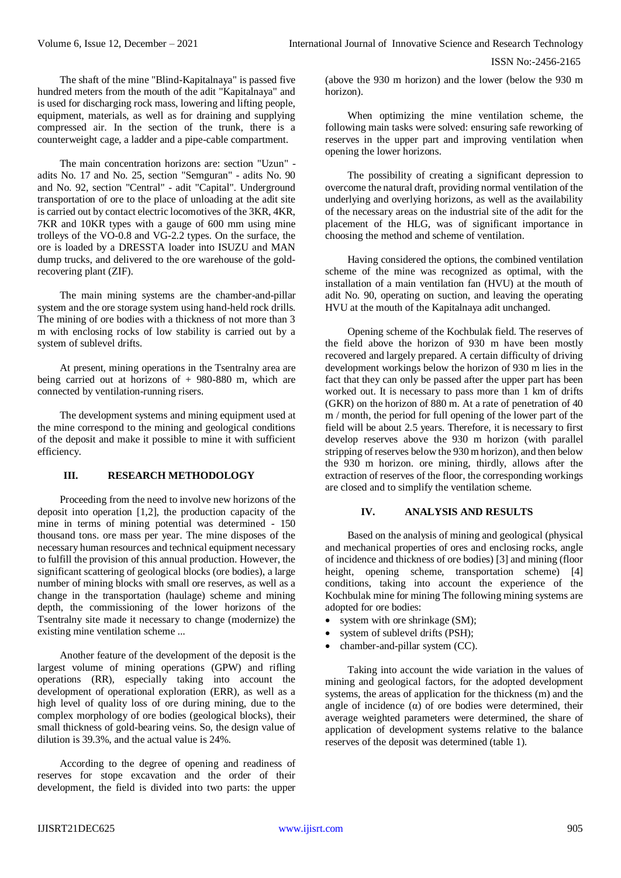The shaft of the mine "Blind-Kapitalnaya" is passed five hundred meters from the mouth of the adit "Kapitalnaya" and is used for discharging rock mass, lowering and lifting people, equipment, materials, as well as for draining and supplying compressed air. In the section of the trunk, there is a counterweight cage, a ladder and a pipe-cable compartment.

The main concentration horizons are: section "Uzun" - adits No. 17 and No. 25, section "Semguran" - adits No. 90 and No. 92, section "Central" - adit "Capital". Underground transportation of ore to the place of unloading at the adit site is carried out by contact electric locomotives of the 3KR, 4KR, 7KR and 10KR types with a gauge of 600 mm using mine trolleys of the VO-0.8 and VG-2.2 types. On the surface, the ore is loaded by a DRESSTA loader into ISUZU and MAN dump trucks, and delivered to the ore warehouse of the gold-recovering plant (ZIF).

The main mining systems are the chamber-and-pillar system and the ore storage system using hand-held rock drills. The mining of ore bodies with a thickness of not more than 3 m with enclosing rocks of low stability is carried out by a system of sublevel drifts.

At present, mining operations in the Tsentralny area are being carried out at horizons of + 980-880 m, which are connected by ventilation-running risers.

The development systems and mining equipment used at the mine correspond to the mining and geological conditions of the deposit and make it possible to mine it with sufficient efficiency.

## III. RESEARCH METHODOLOGY

Proceeding from the need to involve new horizons of the deposit into operation [1,2], the production capacity of the mine in terms of mining potential was determined - 150 thousand tons. ore mass per year. The mine disposes of the necessary human resources and technical equipment necessary to fulfill the provision of this annual production. However, the significant scattering of geological blocks (ore bodies), a large number of mining blocks with small ore reserves, as well as a change in the transportation (haulage) scheme and mining depth, the commissioning of the lower horizons of the Tsentralny site made it necessary to change (modernize) the existing mine ventilation scheme ...

Another feature of the development of the deposit is the largest volume of mining operations (GPW) and rifling operations (RR), especially taking into account the development of operational exploration (ERR), as well as a high level of quality loss of ore during mining, due to the complex morphology of ore bodies (geological blocks), their small thickness of gold-bearing veins. So, the design value of dilution is 39.3%, and the actual value is 24%.

According to the degree of opening and readiness of reserves for stope excavation and the order of their development, the field is divided into two parts: the upper (above the 930 m horizon) and the lower (below the 930 m horizon).

When optimizing the mine ventilation scheme, the following main tasks were solved: ensuring safe reworking of reserves in the upper part and improving ventilation when opening the lower horizons.

The possibility of creating a significant depression to overcome the natural draft, providing normal ventilation of the underlying and overlying horizons, as well as the availability of the necessary areas on the industrial site of the adit for the placement of the HLG, was of significant importance in choosing the method and scheme of ventilation.

Having considered the options, the combined ventilation scheme of the mine was recognized as optimal, with the installation of a main ventilation fan (HVU) at the mouth of adit No. 90, operating on suction, and leaving the operating HVU at the mouth of the Kapitalnaya adit unchanged.

Opening scheme of the Kochbulak field. The reserves of the field above the horizon of 930 m have been mostly recovered and largely prepared. A certain difficulty of driving development workings below the horizon of 930 m lies in the fact that they can only be passed after the upper part has been worked out. It is necessary to pass more than 1 km of drifts (GKR) on the horizon of 880 m. At a rate of penetration of 40 m / month, the period for full opening of the lower part of the field will be about 2.5 years. Therefore, it is necessary to first develop reserves above the 930 m horizon (with parallel stripping of reserves below the 930 m horizon), and then below the 930 m horizon. ore mining, thirdly, allows after the extraction of reserves of the floor, the corresponding workings are closed and to simplify the ventilation scheme.

## IV. ANALYSIS AND RESULTS

Based on the analysis of mining and geological (physical and mechanical properties of ores and enclosing rocks, angle of incidence and thickness of ore bodies) [3] and mining (floor height, opening scheme, transportation scheme) [4] conditions, taking into account the experience of the Kochbulak mine for mining The following mining systems are adopted for ore bodies:

- system with ore shrinkage (SM);
- system of sublevel drifts (PSH);
- chamber-and-pillar system (CC).

Taking into account the wide variation in the values of mining and geological factors, for the adopted development systems, the areas of application for the thickness (m) and the angle of incidence (α) of ore bodies were determined, their average weighted parameters were determined, the share of application of development systems relative to the balance reserves of the deposit was determined (table 1).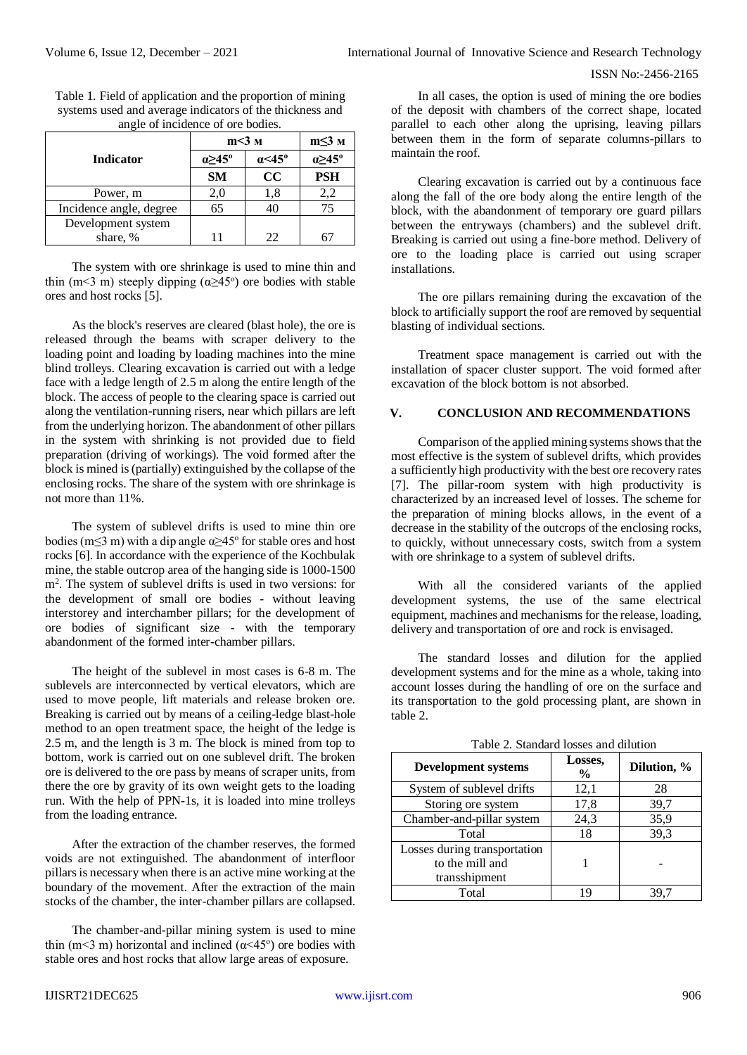Table 1. Field of application and the proportion of mining systems used and average indicators of the thickness and angle of incidence of ore bodies.

| Indicator | m<3 м | | m≤3 м |
|---|---|---|---|
| | α≥45º | α<45º | α≥45º |
| | **SM** | **CC** | **PSH** |
| Power, m | 2,0 | 1,8 | 2,2 |
| Incidence angle, degree | 65 | 40 | 75 |
| Development system share, % | 11 | 22 | 67 |

The system with ore shrinkage is used to mine thin and thin (m<3 m) steeply dipping (α≥45º) ore bodies with stable ores and host rocks [5].

As the block's reserves are cleared (blast hole), the ore is released through the beams with scraper delivery to the loading point and loading by loading machines into the mine blind trolleys. Clearing excavation is carried out with a ledge face with a ledge length of 2.5 m along the entire length of the block. The access of people to the clearing space is carried out along the ventilation-running risers, near which pillars are left from the underlying horizon. The abandonment of other pillars in the system with shrinking is not provided due to field preparation (driving of workings). The void formed after the block is mined is (partially) extinguished by the collapse of the enclosing rocks. The share of the system with ore shrinkage is not more than 11%.

The system of sublevel drifts is used to mine thin ore bodies (m≤3 m) with a dip angle α≥45º for stable ores and host rocks [6]. In accordance with the experience of the Kochbulak mine, the stable outcrop area of the hanging side is 1000-1500 m$^2$. The system of sublevel drifts is used in two versions: for the development of small ore bodies - without leaving interstorey and interchamber pillars; for the development of ore bodies of significant size - with the temporary abandonment of the formed inter-chamber pillars.

The height of the sublevel in most cases is 6-8 m. The sublevels are interconnected by vertical elevators, which are used to move people, lift materials and release broken ore. Breaking is carried out by means of a ceiling-ledge blast-hole method to an open treatment space, the height of the ledge is 2.5 m, and the length is 3 m. The block is mined from top to bottom, work is carried out on one sublevel drift. The broken ore is delivered to the ore pass by means of scraper units, from there the ore by gravity of its own weight gets to the loading run. With the help of PPN-1s, it is loaded into mine trolleys from the loading entrance.

After the extraction of the chamber reserves, the formed voids are not extinguished. The abandonment of interfloor pillars is necessary when there is an active mine working at the boundary of the movement. After the extraction of the main stocks of the chamber, the inter-chamber pillars are collapsed.

The chamber-and-pillar mining system is used to mine thin (m<3 m) horizontal and inclined (α<45º) ore bodies with stable ores and host rocks that allow large areas of exposure.

In all cases, the option is used of mining the ore bodies of the deposit with chambers of the correct shape, located parallel to each other along the uprising, leaving pillars between them in the form of separate columns-pillars to maintain the roof.

Clearing excavation is carried out by a continuous face along the fall of the ore body along the entire length of the block, with the abandonment of temporary ore guard pillars between the entryways (chambers) and the sublevel drift. Breaking is carried out using a fine-bore method. Delivery of ore to the loading place is carried out using scraper installations.

The ore pillars remaining during the excavation of the block to artificially support the roof are removed by sequential blasting of individual sections.

Treatment space management is carried out with the installation of spacer cluster support. The void formed after excavation of the block bottom is not absorbed.

## V. CONCLUSION AND RECOMMENDATIONS

Comparison of the applied mining systems shows that the most effective is the system of sublevel drifts, which provides a sufficiently high productivity with the best ore recovery rates [7]. The pillar-room system with high productivity is characterized by an increased level of losses. The scheme for the preparation of mining blocks allows, in the event of a decrease in the stability of the outcrops of the enclosing rocks, to quickly, without unnecessary costs, switch from a system with ore shrinkage to a system of sublevel drifts.

With all the considered variants of the applied development systems, the use of the same electrical equipment, machines and mechanisms for the release, loading, delivery and transportation of ore and rock is envisaged.

The standard losses and dilution for the applied development systems and for the mine as a whole, taking into account losses during the handling of ore on the surface and its transportation to the gold processing plant, are shown in table 2.

Table 2. Standard losses and dilution

| Development systems | Losses, % | Dilution, % |
|---|---|---|
| System of sublevel drifts | 12,1 | 28 |
| Storing ore system | 17,8 | 39,7 |
| Chamber-and-pillar system | 24,3 | 35,9 |
| Total | 18 | 39,3 |
| Losses during transportation to the mill and transshipment | 1 | - |
| Total | 19 | 39,7 |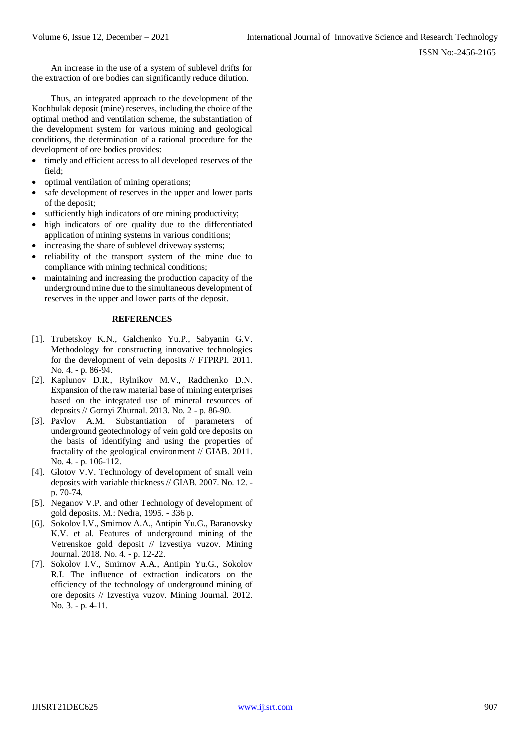An increase in the use of a system of sublevel drifts for the extraction of ore bodies can significantly reduce dilution.

Thus, an integrated approach to the development of the Kochbulak deposit (mine) reserves, including the choice of the optimal method and ventilation scheme, the substantiation of the development system for various mining and geological conditions, the determination of a rational procedure for the development of ore bodies provides:

- timely and efficient access to all developed reserves of the field;
- optimal ventilation of mining operations;
- safe development of reserves in the upper and lower parts of the deposit;
- sufficiently high indicators of ore mining productivity;
- high indicators of ore quality due to the differentiated application of mining systems in various conditions;
- increasing the share of sublevel driveway systems;
- reliability of the transport system of the mine due to compliance with mining technical conditions;
- maintaining and increasing the production capacity of the underground mine due to the simultaneous development of reserves in the upper and lower parts of the deposit.

## REFERENCES

[1]. Trubetskoy K.N., Galchenko Yu.P., Sabyanin G.V. Methodology for constructing innovative technologies for the development of vein deposits // FTPRPI. 2011. No. 4. - p. 86-94.

[2]. Kaplunov D.R., Rylnikov M.V., Radchenko D.N. Expansion of the raw material base of mining enterprises based on the integrated use of mineral resources of deposits // Gornyi Zhurnal. 2013. No. 2 - p. 86-90.

[3]. Pavlov A.M. Substantiation of parameters of underground geotechnology of vein gold ore deposits on the basis of identifying and using the properties of fractality of the geological environment // GIAB. 2011. No. 4. - p. 106-112.

[4]. Glotov V.V. Technology of development of small vein deposits with variable thickness // GIAB. 2007. No. 12. - p. 70-74.

[5]. Neganov V.P. and other Technology of development of gold deposits. M.: Nedra, 1995. - 336 p.

[6]. Sokolov I.V., Smirnov A.A., Antipin Yu.G., Baranovsky K.V. et al. Features of underground mining of the Vetrenskoe gold deposit // Izvestiya vuzov. Mining Journal. 2018. No. 4. - p. 12-22.

[7]. Sokolov I.V., Smirnov A.A., Antipin Yu.G., Sokolov R.I. The influence of extraction indicators on the efficiency of the technology of underground mining of ore deposits // Izvestiya vuzov. Mining Journal. 2012. No. 3. - p. 4-11.